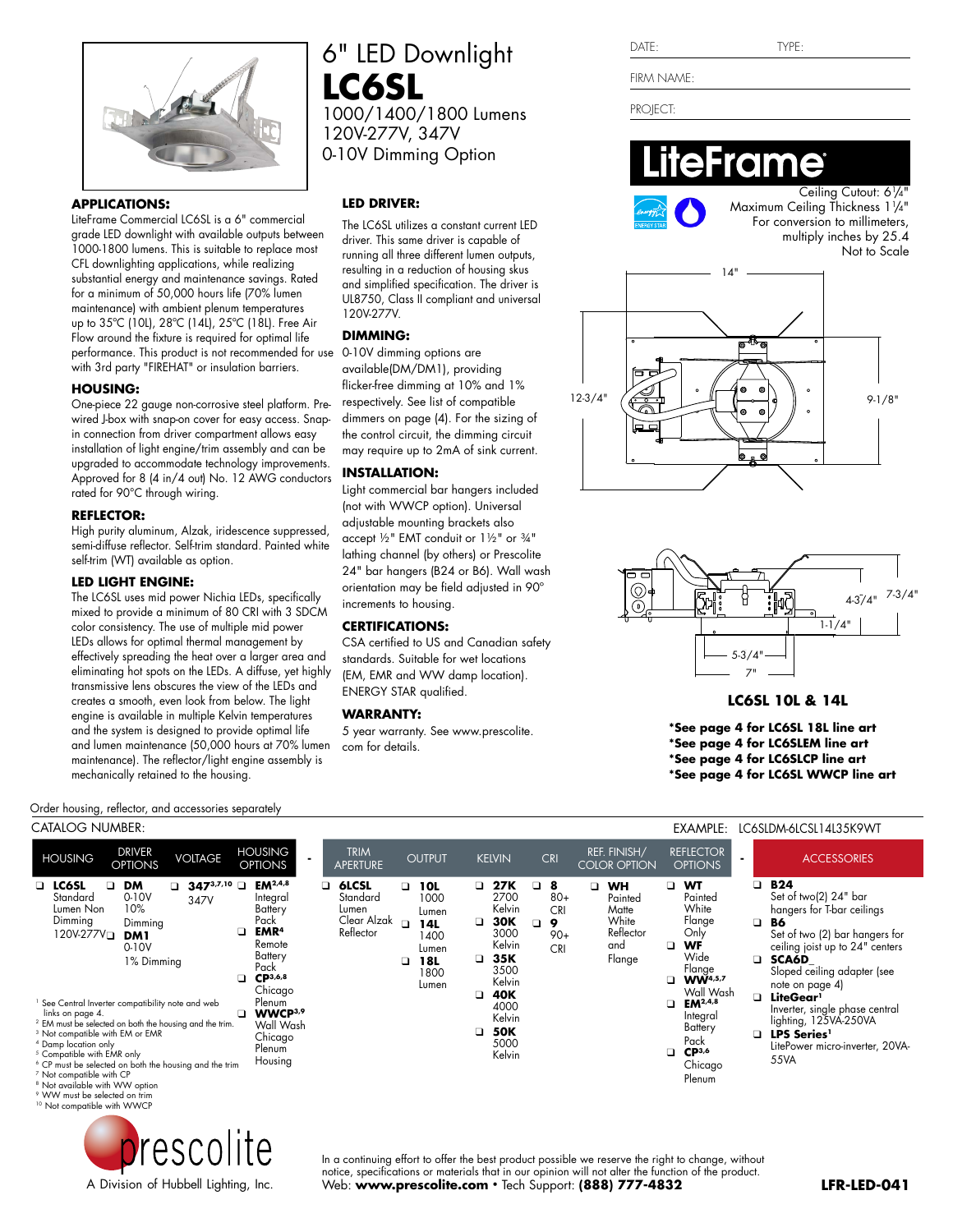# 6" LED Downlight

# LC6SL

1000/1400/1800 Lumens
120V-277V, 347V
0-10V Dimming Option

DATE: TYPE:

FIRM NAME:

PROJECT:

**LiteFrame**

Ceiling Cutout: 6¼"
Maximum Ceiling Thickness 1¼"
For conversion to millimeters, multiply inches by 25.4
Not to Scale

14"
12-3/4"
9-1/8"

4-3/4" 7-3/4"
1-1/4"
5-3/4"
7"

**LC6SL 10L & 14L**

**\*See page 4 for LC6SL 18L line art**
**\*See page 4 for LC6SLEM line art**
**\*See page 4 for LC6SLCP line art**
**\*See page 4 for LC6SL WWCP line art**

### APPLICATIONS:

LiteFrame Commercial LC6SL is a 6" commercial grade LED downlight with available outputs between 1000-1800 lumens. This is suitable to replace most CFL downlighting applications, while realizing substantial energy and maintenance savings. Rated for a minimum of 50,000 hours life (70% lumen maintenance) with ambient plenum temperatures up to 35°C (10L), 28°C (14L), 25°C (18L). Free Air Flow around the fixture is required for optimal life performance. This product is not recommended for use with 3rd party "FIREHAT" or insulation barriers.

### HOUSING:

One-piece 22 gauge non-corrosive steel platform. Pre-wired J-box with snap-on cover for easy access. Snap-in connection from driver compartment allows easy installation of light engine/trim assembly and can be upgraded to accommodate technology improvements. Approved for 8 (4 in/4 out) No. 12 AWG conductors rated for 90°C through wiring.

### REFLECTOR:

High purity aluminum, Alzak, iridescence suppressed, semi-diffuse reflector. Self-trim standard. Painted white self-trim (WT) available as option.

### LED LIGHT ENGINE:

The LC6SL uses mid power Nichia LEDs, specifically mixed to provide a minimum of 80 CRI with 3 SDCM color consistency. The use of multiple mid power LEDs allows for optimal thermal management by effectively spreading the heat over a larger area and eliminating hot spots on the LEDs. A diffuse, yet highly transmissive lens obscures the view of the LEDs and creates a smooth, even look from below. The light engine is available in multiple Kelvin temperatures and the system is designed to provide optimal life and lumen maintenance (50,000 hours at 70% lumen maintenance). The reflector/light engine assembly is mechanically retained to the housing.

### LED DRIVER:

The LC6SL utilizes a constant current LED driver. This same driver is capable of running all three different lumen outputs, resulting in a reduction of housing skus and simplified specification. The driver is UL8750, Class II compliant and universal 120V-277V.

### DIMMING:

0-10V dimming options are available(DM/DM1), providing flicker-free dimming at 10% and 1% respectively. See list of compatible dimmers on page (4). For the sizing of the control circuit, the dimming circuit may require up to 2mA of sink current.

### INSTALLATION:

Light commercial bar hangers included (not with WWCP option). Universal adjustable mounting brackets also accept ½" EMT conduit or 1½" or ¾" lathing channel (by others) or Prescolite 24" bar hangers (B24 or B6). Wall wash orientation may be field adjusted in 90° increments to housing.

### CERTIFICATIONS:

CSA certified to US and Canadian safety standards. Suitable for wet locations (EM, EMR and WW damp location). ENERGY STAR qualified.

### WARRANTY:

5 year warranty. See www.prescolite.com for details.

Order housing, reflector, and accessories separately

CATALOG NUMBER: EXAMPLE: LC6SLDM-6LCSL14L35K9WT

| HOUSING | DRIVER OPTIONS | VOLTAGE | HOUSING OPTIONS | - | TRIM APERTURE | OUTPUT | KELVIN | CRI | REF. FINISH/ COLOR OPTION | REFLECTOR OPTIONS | - | ACCESSORIES |
|---|---|---|---|---|---|---|---|---|---|---|---|---|
| ❑ **LC6SL** Standard Lumen Non Dimming 120V-277V | ❑ **DM** 0-10V 10% Dimming | ❑ **347**[3,7,10] 347V | ❑ **EM**[2,4,8] Integral Battery Pack | | ❑ **6LCSL** Standard Lumen Clear Alzak Reflector | ❑ **10L** 1000 Lumen | ❑ **27K** 2700 Kelvin | ❑ **8** 80+ CRI | ❑ **WH** Painted Matte White Reflector and Flange | ❑ **WT** Painted White Flange Only | | ❑ **B24** Set of two(2) 24" bar hangers for T-bar ceilings |
| | ❑ **DM1** 0-10V 1% Dimming | | ❑ **EMR**[4] Remote Battery Pack | | | ❑ **14L** 1400 Lumen | ❑ **30K** 3000 Kelvin | ❑ **9** 90+ CRI | | ❑ **WF** Wide Flange | | ❑ **B6** Set of two (2) bar hangers for ceiling joist up to 24" centers |
| | | | ❑ **CP**[3,6,8] Chicago Plenum | | | ❑ **18L** 1800 Lumen | ❑ **35K** 3500 Kelvin | | | ❑ **WW**[4,5,7] Wall Wash | | ❑ **SCA6D_** Sloped ceiling adapter (see note on page 4) |
| | | | ❑ **WWCP**[3,9] Wall Wash Chicago Plenum Housing | | | | ❑ **40K** 4000 Kelvin | | | ❑ **EM**[2,4,8] Integral Battery Pack | | ❑ **LiteGear**[1] Inverter, single phase central lighting, 125VA-250VA |
| | | | | | | | ❑ **50K** 5000 Kelvin | | | ❑ **CP**[3,6] Chicago Plenum | | ❑ **LPS Series**[1] LitePower micro-inverter, 20VA-55VA |

[1] See Central Inverter compatibility note and web links on page 4.
[2] EM must be selected on both the housing and the trim.
[3] Not compatible with EM or EMR
[4] Damp location only
[5] Compatible with EMR only
[6] CP must be selected on both the housing and the trim
[7] Not compatible with CP
[8] Not available with WW option
[9] WW must be selected on trim
[10] Not compatible with WWCP

prescolite
A Division of Hubbell Lighting, Inc.

In a continuing effort to offer the best product possible we reserve the right to change, without notice, specifications or materials that in our opinion will not alter the function of the product.
Web: **www.prescolite.com** • Tech Support: **(888) 777-4832**

**LFR-LED-041**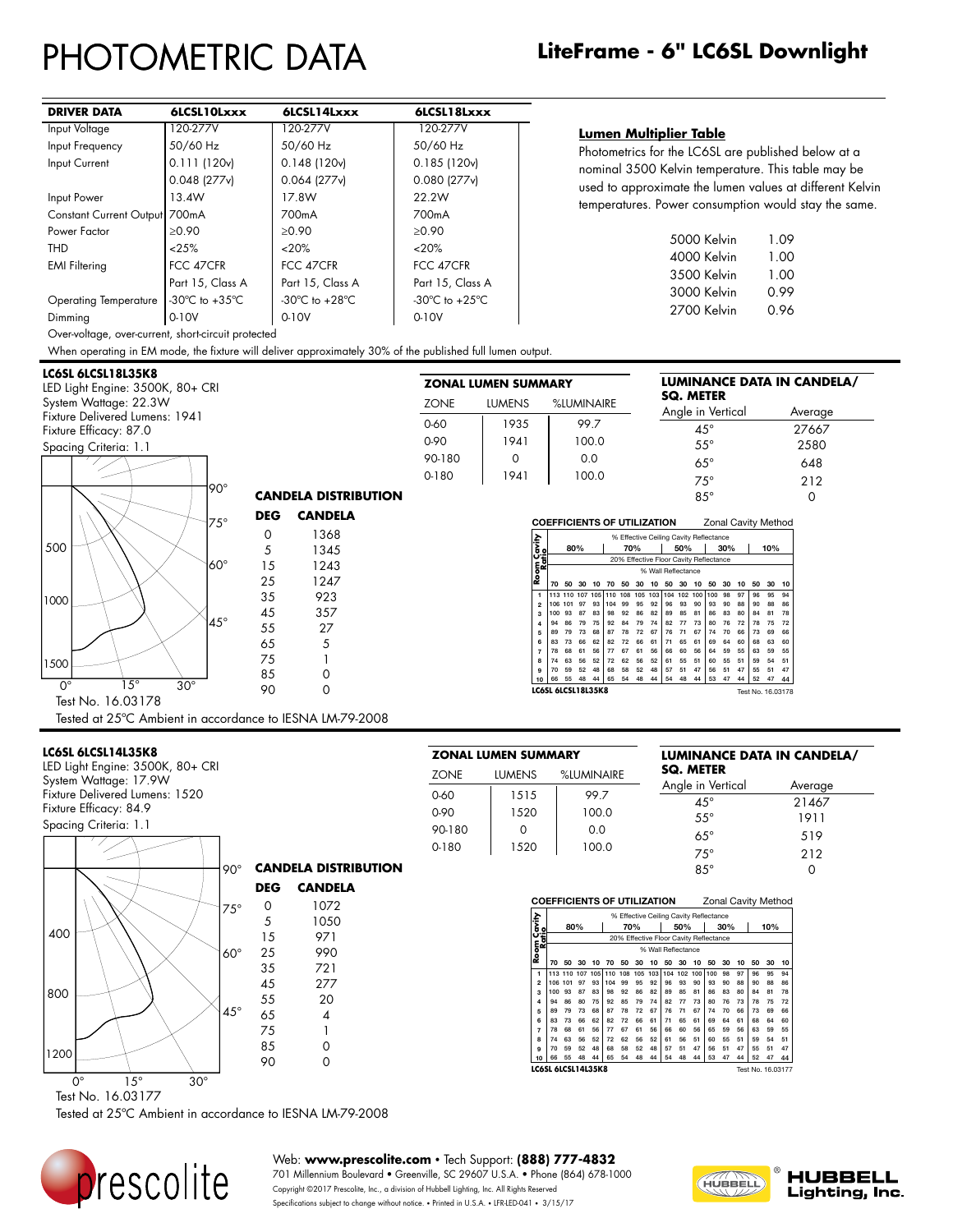# PHOTOMETRIC DATA

## LiteFrame - 6" LC6SL Downlight

| DRIVER DATA | 6LCSL10Lxxx | 6LCSL14Lxxx | 6LCSL18Lxxx |
|---|---|---|---|
| Input Voltage | 120-277V | 120-277V | 120-277V |
| Input Frequency | 50/60 Hz | 50/60 Hz | 50/60 Hz |
| Input Current | 0.111 (120v) | 0.148 (120v) | 0.185 (120v) |
| | 0.048 (277v) | 0.064 (277v) | 0.080 (277v) |
| Input Power | 13.4W | 17.8W | 22.2W |
| Constant Current Output | 700mA | 700mA | 700mA |
| Power Factor | ≥0.90 | ≥0.90 | ≥0.90 |
| THD | <25% | <20% | <20% |
| EMI Filtering | FCC 47CFR | FCC 47CFR | FCC 47CFR |
| | Part 15, Class A | Part 15, Class A | Part 15, Class A |
| Operating Temperature | -30°C to +35°C | -30°C to +28°C | -30°C to +25°C |
| Dimming | 0-10V | 0-10V | 0-10V |

Over-voltage, over-current, short-circuit protected

When operating in EM mode, the fixture will deliver approximately 30% of the published full lumen output.

### Lumen Multiplier Table

Photometrics for the LC6SL are published below at a nominal 3500 Kelvin temperature. This table may be used to approximate the lumen values at different Kelvin temperatures. Power consumption would stay the same.

| Kelvin | Multiplier |
|---|---|
| 5000 Kelvin | 1.09 |
| 4000 Kelvin | 1.00 |
| 3500 Kelvin | 1.00 |
| 3000 Kelvin | 0.99 |
| 2700 Kelvin | 0.96 |

---

### LC6SL 6LCSL18L35K8

LED Light Engine: 3500K, 80+ CRI
System Wattage: 22.3W
Fixture Delivered Lumens: 1941
Fixture Efficacy: 87.0
Spacing Criteria: 1.1

**CANDELA DISTRIBUTION**

| DEG | CANDELA |
|---|---|
| 0 | 1368 |
| 5 | 1345 |
| 15 | 1243 |
| 25 | 1247 |
| 35 | 923 |
| 45 | 357 |
| 55 | 27 |
| 65 | 5 |
| 75 | 1 |
| 85 | 0 |
| 90 | 0 |

Test No. 16.03178

Tested at 25°C Ambient in accordance to IESNA LM-79-2008

**ZONAL LUMEN SUMMARY**

| ZONE | LUMENS | %LUMINAIRE |
|---|---|---|
| 0-60 | 1935 | 99.7 |
| 0-90 | 1941 | 100.0 |
| 90-180 | 0 | 0.0 |
| 0-180 | 1941 | 100.0 |

**LUMINANCE DATA IN CANDELA/ SQ. METER**

| Angle in Vertical | Average |
|---|---|
| 45° | 27667 |
| 55° | 2580 |
| 65° | 648 |
| 75° | 212 |
| 85° | 0 |

**COEFFICIENTS OF UTILIZATION** Zonal Cavity Method

% Effective Ceiling Cavity Reflectance; 20% Effective Floor Cavity Reflectance; % Wall Reflectance

| Room Cavity Ratio | 80%: 70 | 50 | 30 | 10 | 70%: 70 | 50 | 30 | 10 | 50%: 50 | 30 | 10 | 30%: 50 | 30 | 10 | 10%: 50 | 30 | 10 |
|---|---|---|---|---|---|---|---|---|---|---|---|---|---|---|---|---|---|
| 1 | 113 | 110 | 107 | 105 | 110 | 108 | 105 | 103 | 104 | 102 | 100 | 100 | 98 | 97 | 96 | 95 | 94 |
| 2 | 106 | 101 | 97 | 93 | 104 | 99 | 95 | 92 | 96 | 93 | 90 | 93 | 90 | 88 | 90 | 88 | 86 |
| 3 | 100 | 93 | 87 | 83 | 98 | 92 | 86 | 82 | 89 | 85 | 81 | 86 | 83 | 80 | 84 | 81 | 78 |
| 4 | 94 | 86 | 79 | 75 | 92 | 84 | 79 | 74 | 82 | 77 | 73 | 80 | 76 | 72 | 78 | 75 | 72 |
| 5 | 89 | 79 | 73 | 68 | 87 | 78 | 72 | 67 | 76 | 71 | 67 | 74 | 70 | 66 | 73 | 69 | 66 |
| 6 | 83 | 73 | 66 | 62 | 82 | 72 | 66 | 61 | 71 | 65 | 61 | 69 | 64 | 60 | 68 | 63 | 60 |
| 7 | 78 | 68 | 61 | 56 | 77 | 67 | 61 | 56 | 66 | 60 | 56 | 64 | 59 | 55 | 63 | 59 | 55 |
| 8 | 74 | 63 | 56 | 52 | 72 | 62 | 56 | 52 | 61 | 55 | 51 | 60 | 55 | 51 | 59 | 54 | 51 |
| 9 | 70 | 59 | 52 | 48 | 68 | 58 | 52 | 48 | 57 | 51 | 47 | 56 | 51 | 47 | 55 | 51 | 47 |
| 10 | 66 | 55 | 48 | 44 | 65 | 54 | 48 | 44 | 54 | 48 | 44 | 53 | 47 | 44 | 52 | 47 | 44 |

LC6SL 6LCSL18L35K8 — Test No. 16.03178

---

### LC6SL 6LCSL14L35K8

LED Light Engine: 3500K, 80+ CRI
System Wattage: 17.9W
Fixture Delivered Lumens: 1520
Fixture Efficacy: 84.9
Spacing Criteria: 1.1

**CANDELA DISTRIBUTION**

| DEG | CANDELA |
|---|---|
| 0 | 1072 |
| 5 | 1050 |
| 15 | 971 |
| 25 | 990 |
| 35 | 721 |
| 45 | 277 |
| 55 | 20 |
| 65 | 4 |
| 75 | 1 |
| 85 | 0 |
| 90 | 0 |

Test No. 16.03177

Tested at 25°C Ambient in accordance to IESNA LM-79-2008

**ZONAL LUMEN SUMMARY**

| ZONE | LUMENS | %LUMINAIRE |
|---|---|---|
| 0-60 | 1515 | 99.7 |
| 0-90 | 1520 | 100.0 |
| 90-180 | 0 | 0.0 |
| 0-180 | 1520 | 100.0 |

**LUMINANCE DATA IN CANDELA/ SQ. METER**

| Angle in Vertical | Average |
|---|---|
| 45° | 21467 |
| 55° | 1911 |
| 65° | 519 |
| 75° | 212 |
| 85° | 0 |

**COEFFICIENTS OF UTILIZATION** Zonal Cavity Method

% Effective Ceiling Cavity Reflectance; 20% Effective Floor Cavity Reflectance; % Wall Reflectance

| Room Cavity Ratio | 80%: 70 | 50 | 30 | 10 | 70%: 70 | 50 | 30 | 10 | 50%: 50 | 30 | 10 | 30%: 50 | 30 | 10 | 10%: 50 | 30 | 10 |
|---|---|---|---|---|---|---|---|---|---|---|---|---|---|---|---|---|---|
| 1 | 113 | 110 | 107 | 105 | 110 | 108 | 105 | 103 | 104 | 102 | 100 | 100 | 98 | 97 | 96 | 95 | 94 |
| 2 | 106 | 101 | 97 | 93 | 104 | 99 | 95 | 92 | 96 | 93 | 90 | 93 | 90 | 88 | 90 | 88 | 86 |
| 3 | 100 | 93 | 87 | 83 | 98 | 92 | 86 | 82 | 89 | 85 | 81 | 86 | 83 | 80 | 84 | 81 | 78 |
| 4 | 94 | 86 | 80 | 75 | 92 | 85 | 79 | 74 | 82 | 77 | 73 | 80 | 76 | 73 | 78 | 75 | 72 |
| 5 | 89 | 79 | 73 | 68 | 87 | 78 | 72 | 67 | 76 | 71 | 67 | 74 | 70 | 66 | 73 | 69 | 66 |
| 6 | 83 | 73 | 66 | 62 | 82 | 72 | 66 | 61 | 71 | 65 | 61 | 69 | 64 | 61 | 68 | 64 | 60 |
| 7 | 78 | 68 | 61 | 56 | 77 | 67 | 61 | 56 | 66 | 60 | 56 | 65 | 59 | 56 | 63 | 59 | 55 |
| 8 | 74 | 63 | 56 | 52 | 72 | 62 | 56 | 52 | 61 | 56 | 51 | 60 | 55 | 51 | 59 | 54 | 51 |
| 9 | 70 | 59 | 52 | 48 | 68 | 58 | 52 | 48 | 57 | 51 | 47 | 56 | 51 | 47 | 55 | 51 | 47 |
| 10 | 66 | 55 | 48 | 44 | 65 | 54 | 48 | 44 | 54 | 48 | 44 | 53 | 47 | 44 | 52 | 47 | 44 |

LC6SL 6LCSL14L35K8 — Test No. 16.03177

---

Web: **www.prescolite.com** • Tech Support: **(888) 777-4832**
701 Millennium Boulevard • Greenville, SC 29607 U.S.A. • Phone (864) 678-1000
Copyright ©2017 Prescolite, Inc., a division of Hubbell Lighting, Inc. All Rights Reserved
Specifications subject to change without notice. • Printed in U.S.A. • LFR-LED-041 • 3/15/17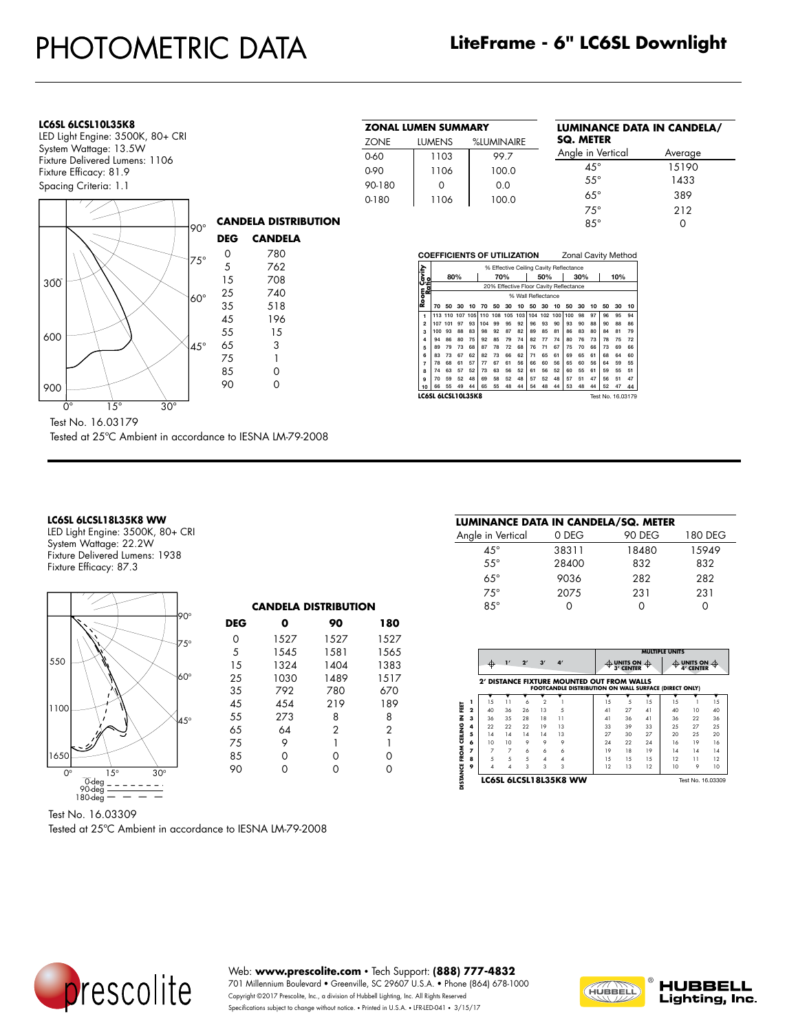# PHOTOMETRIC DATA

## LiteFrame - 6" LC6SL Downlight

**LC6SL 6LCSL10L35K8**

LED Light Engine: 3500K, 80+ CRI
System Wattage: 13.5W
Fixture Delivered Lumens: 1106
Fixture Efficacy: 81.9
Spacing Criteria: 1.1

**CANDELA DISTRIBUTION**

| DEG | CANDELA |
|---|---|
| 0 | 780 |
| 5 | 762 |
| 15 | 708 |
| 25 | 740 |
| 35 | 518 |
| 45 | 196 |
| 55 | 15 |
| 65 | 3 |
| 75 | 1 |
| 85 | 0 |
| 90 | 0 |

Test No. 16.03179
Tested at 25°C Ambient in accordance to IESNA LM-79-2008

**ZONAL LUMEN SUMMARY**

| ZONE | LUMENS | %LUMINAIRE |
|---|---|---|
| 0-60 | 1103 | 99.7 |
| 0-90 | 1106 | 100.0 |
| 90-180 | 0 | 0.0 |
| 0-180 | 1106 | 100.0 |

**LUMINANCE DATA IN CANDELA/ SQ. METER**

| Angle in Vertical | Average |
|---|---|
| 45° | 15190 |
| 55° | 1433 |
| 65° | 389 |
| 75° | 212 |
| 85° | 0 |

**COEFFICIENTS OF UTILIZATION** — Zonal Cavity Method

% Effective Ceiling Cavity Reflectance: 80%, 70%, 50%, 30%, 10%
20% Effective Floor Cavity Reflectance

| Room Cavity Ratio | 80% 70 | 80% 50 | 80% 30 | 80% 10 | 70% 70 | 70% 50 | 70% 30 | 70% 10 | 50% 50 | 50% 30 | 50% 10 | 30% 50 | 30% 30 | 30% 10 | 10% 50 | 10% 30 | 10% 10 |
|---|---|---|---|---|---|---|---|---|---|---|---|---|---|---|---|---|---|
| 1 | 113 | 110 | 107 | 105 | 110 | 108 | 105 | 103 | 104 | 102 | 100 | 100 | 98 | 97 | 96 | 95 | 94 |
| 2 | 107 | 101 | 97 | 93 | 104 | 99 | 95 | 92 | 96 | 93 | 90 | 93 | 90 | 88 | 90 | 88 | 86 |
| 3 | 100 | 93 | 88 | 83 | 98 | 92 | 87 | 82 | 89 | 85 | 81 | 86 | 83 | 80 | 84 | 81 | 79 |
| 4 | 94 | 86 | 80 | 75 | 92 | 85 | 79 | 74 | 82 | 77 | 74 | 80 | 76 | 73 | 78 | 75 | 72 |
| 5 | 89 | 79 | 73 | 68 | 87 | 78 | 72 | 68 | 76 | 71 | 67 | 75 | 70 | 66 | 73 | 69 | 66 |
| 6 | 83 | 73 | 67 | 62 | 82 | 73 | 66 | 62 | 71 | 65 | 61 | 69 | 65 | 61 | 68 | 64 | 60 |
| 7 | 78 | 68 | 61 | 57 | 77 | 67 | 61 | 56 | 66 | 60 | 56 | 65 | 60 | 56 | 64 | 59 | 55 |
| 8 | 74 | 63 | 57 | 52 | 73 | 63 | 56 | 52 | 61 | 56 | 52 | 60 | 55 | 61 | 59 | 55 | 51 |
| 9 | 70 | 59 | 52 | 48 | 69 | 58 | 52 | 48 | 57 | 52 | 48 | 57 | 51 | 47 | 56 | 51 | 47 |
| 10 | 66 | 55 | 49 | 44 | 65 | 55 | 48 | 44 | 54 | 48 | 44 | 53 | 48 | 44 | 52 | 47 | 44 |

LC6SL 6LCSL10L35K8 — Test No. 16.03179

---

**LC6SL 6LCSL18L35K8 WW**

LED Light Engine: 3500K, 80+ CRI
System Wattage: 22.2W
Fixture Delivered Lumens: 1938
Fixture Efficacy: 87.3

**CANDELA DISTRIBUTION**

| DEG | 0 | 90 | 180 |
|---|---|---|---|
| 0 | 1527 | 1527 | 1527 |
| 5 | 1545 | 1581 | 1565 |
| 15 | 1324 | 1404 | 1383 |
| 25 | 1030 | 1489 | 1517 |
| 35 | 792 | 780 | 670 |
| 45 | 454 | 219 | 189 |
| 55 | 273 | 8 | 8 |
| 65 | 64 | 2 | 2 |
| 75 | 9 | 1 | 1 |
| 85 | 0 | 0 | 0 |
| 90 | 0 | 0 | 0 |

0-deg, 90-deg, 180-deg

Test No. 16.03309
Tested at 25°C Ambient in accordance to IESNA LM-79-2008

**LUMINANCE DATA IN CANDELA/SQ. METER**

| Angle in Vertical | 0 DEG | 90 DEG | 180 DEG |
|---|---|---|---|
| 45° | 38311 | 18480 | 15949 |
| 55° | 28400 | 832 | 832 |
| 65° | 9036 | 282 | 282 |
| 75° | 2075 | 231 | 231 |
| 85° | 0 | 0 | 0 |

**2' DISTANCE FIXTURE MOUNTED OUT FROM WALLS**
FOOTCANDLE DISTRIBUTION ON WALL SURFACE (DIRECT ONLY)

| Distance from Ceiling in Feet | 0' | 1' | 2' | 3' | 4' | Multiple Units on 3' Center | | | Multiple Units on 4' Center | | |
|---|---|---|---|---|---|---|---|---|---|---|---|
| 1 | 15 | 11 | 6 | 2 | 1 | 15 | 5 | 15 | 15 | 1 | 15 |
| 2 | 40 | 36 | 26 | 13 | 5 | 41 | 27 | 41 | 40 | 10 | 40 |
| 3 | 36 | 35 | 28 | 18 | 11 | 41 | 36 | 41 | 36 | 22 | 36 |
| 4 | 22 | 22 | 22 | 19 | 13 | 33 | 39 | 33 | 25 | 27 | 25 |
| 5 | 14 | 14 | 14 | 14 | 13 | 27 | 30 | 27 | 20 | 25 | 20 |
| 6 | 10 | 10 | 9 | 9 | 9 | 24 | 22 | 24 | 16 | 19 | 16 |
| 7 | 7 | 7 | 6 | 6 | 6 | 19 | 18 | 19 | 14 | 14 | 14 |
| 8 | 5 | 5 | 5 | 4 | 4 | 15 | 15 | 15 | 12 | 11 | 12 |
| 9 | 4 | 4 | 3 | 3 | 3 | 12 | 13 | 12 | 10 | 9 | 10 |

LC6SL 6LCSL18L35K8 WW — Test No. 16.03309

Web: **www.prescolite.com** • Tech Support: **(888) 777-4832**
701 Millennium Boulevard • Greenville, SC 29607 U.S.A. • Phone (864) 678-1000
Copyright ©2017 Prescolite, Inc., a division of Hubbell Lighting, Inc. All Rights Reserved
Specifications subject to change without notice. • Printed in U.S.A. • LFR-LED-041 • 3/15/17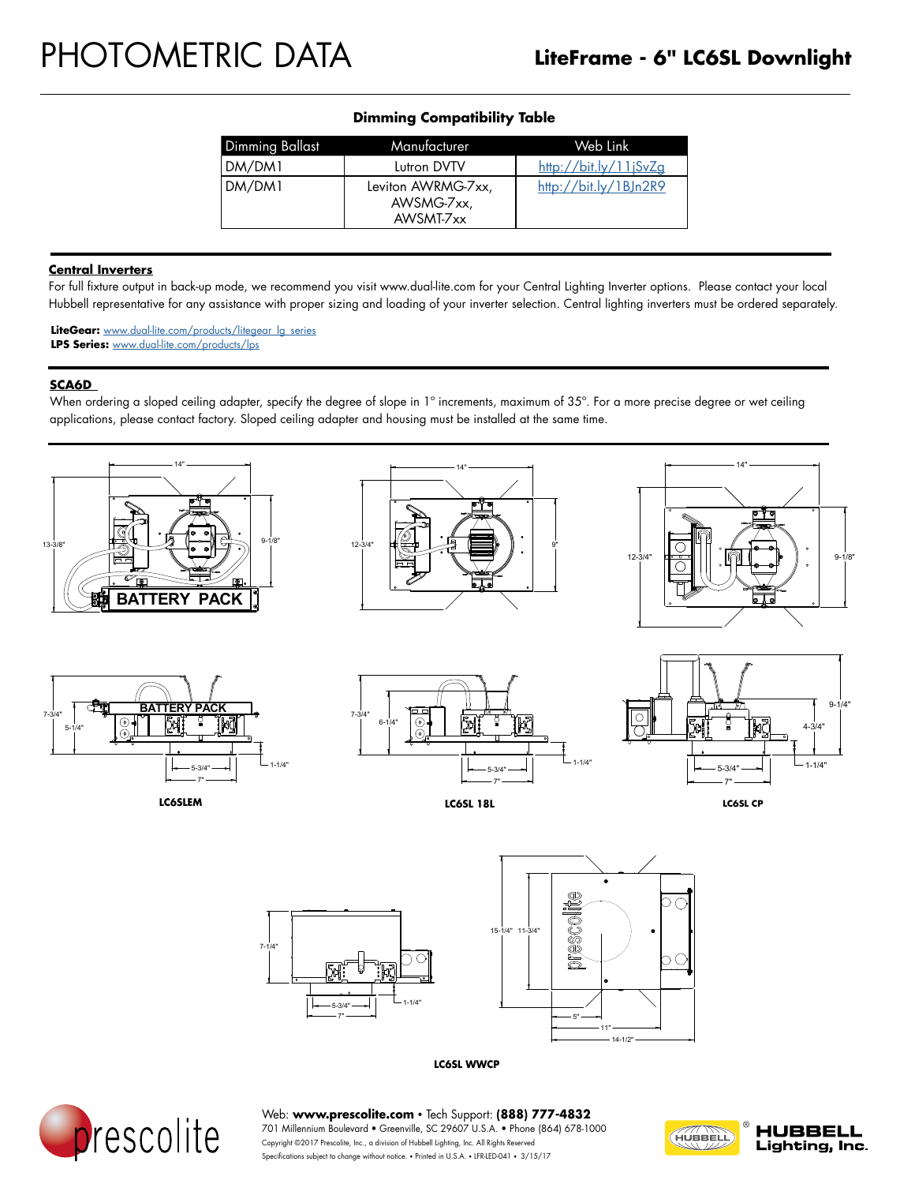# PHOTOMETRIC DATA

**LiteFrame - 6" LC6SL Downlight**

**Dimming Compatibility Table**

| Dimming Ballast | Manufacturer | Web Link |
|---|---|---|
| DM/DM1 | Lutron DVTV | http://bit.ly/11jSvZg |
| DM/DM1 | Leviton AWRMG-7xx, AWSMG-7xx, AWSMT-7xx | http://bit.ly/1BJn2R9 |

**Central Inverters**

For full fixture output in back-up mode, we recommend you visit www.dual-lite.com for your Central Lighting Inverter options. Please contact your local Hubbell representative for any assistance with proper sizing and loading of your inverter selection. Central lighting inverters must be ordered separately.

**LiteGear:** www.dual-lite.com/products/litegear_lg_series
**LPS Series:** www.dual-lite.com/products/lps

**SCA6D**

When ordering a sloped ceiling adapter, specify the degree of slope in 1° increments, maximum of 35°. For a more precise degree or wet ceiling applications, please contact factory. Sloped ceiling adapter and housing must be installed at the same time.

14"
13-3/8"
9-1/8"
BATTERY PACK
7-3/4"
5-1/4"
5-3/4"
7"
1-1/4"

**LC6SLEM**

14"
12-3/4"
9"
7-3/4"
6-1/4"
5-3/4"
7"
1-1/4"

**LC6SL 18L**

14"
12-3/4"
9-1/8"
9-1/4"
4-3/4"
5-3/4"
7"
1-1/4"

**LC6SL CP**

7-1/4"
5-3/4"
7"
1-1/4"
15-1/4"
11-3/4"
5"
11"
14-1/2"

**LC6SL WWCP**

Web: **www.prescolite.com** • Tech Support: **(888) 777-4832**
701 Millennium Boulevard • Greenville, SC 29607 U.S.A. • Phone (864) 678-1000
Copyright ©2017 Prescolite, Inc., a division of Hubbell Lighting, Inc. All Rights Reserved
Specifications subject to change without notice. • Printed in U.S.A. • LFR-LED-041 • 3/15/17